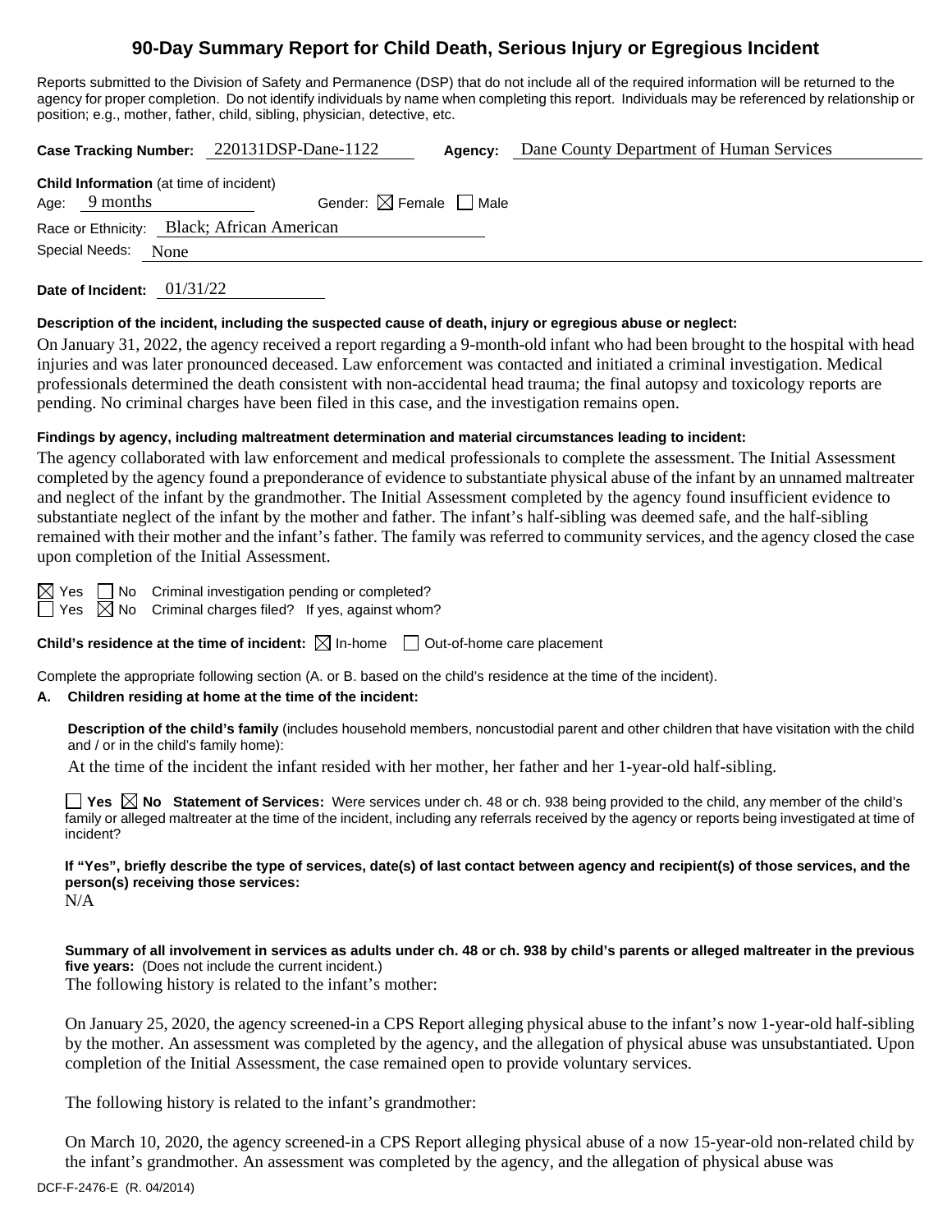# 90-Day Summary Report for Child Death, Serious Injury or Egregious Incident

Reports submitted to the Division of Safety and Permanence (DSP) that do not include all of the required information will be returned to the agency for proper completion. Do not identify individuals by name when completing this report. Individuals may be referenced by relationship or position; e.g., mother, father, child, sibling, physician, detective, etc.

**Case Tracking Number:** 220131DSP-Dane-1122 **Agency:** Dane County Department of Human Services

**Child Information** (at time of incident)

Age: 9 months Gender: ☒ Female ☐ Male

Race or Ethnicity: Black; African American

Special Needs: None

**Date of Incident:** 01/31/22

**Description of the incident, including the suspected cause of death, injury or egregious abuse or neglect:**

On January 31, 2022, the agency received a report regarding a 9-month-old infant who had been brought to the hospital with head injuries and was later pronounced deceased. Law enforcement was contacted and initiated a criminal investigation. Medical professionals determined the death consistent with non-accidental head trauma; the final autopsy and toxicology reports are pending. No criminal charges have been filed in this case, and the investigation remains open.

**Findings by agency, including maltreatment determination and material circumstances leading to incident:**

The agency collaborated with law enforcement and medical professionals to complete the assessment. The Initial Assessment completed by the agency found a preponderance of evidence to substantiate physical abuse of the infant by an unnamed maltreater and neglect of the infant by the grandmother. The Initial Assessment completed by the agency found insufficient evidence to substantiate neglect of the infant by the mother and father. The infant's half-sibling was deemed safe, and the half-sibling remained with their mother and the infant's father. The family was referred to community services, and the agency closed the case upon completion of the Initial Assessment.

☒ Yes ☐ No Criminal investigation pending or completed?

☐ Yes ☒ No Criminal charges filed? If yes, against whom?

**Child's residence at the time of incident:** ☒ In-home ☐ Out-of-home care placement

Complete the appropriate following section (A. or B. based on the child's residence at the time of the incident).

**A. Children residing at home at the time of the incident:**

**Description of the child's family** (includes household members, noncustodial parent and other children that have visitation with the child and / or in the child's family home):

At the time of the incident the infant resided with her mother, her father and her 1-year-old half-sibling.

☐ **Yes** ☒ **No Statement of Services:** Were services under ch. 48 or ch. 938 being provided to the child, any member of the child's family or alleged maltreater at the time of the incident, including any referrals received by the agency or reports being investigated at time of incident?

**If "Yes", briefly describe the type of services, date(s) of last contact between agency and recipient(s) of those services, and the person(s) receiving those services:**

N/A

**Summary of all involvement in services as adults under ch. 48 or ch. 938 by child's parents or alleged maltreater in the previous five years:** (Does not include the current incident.)

The following history is related to the infant's mother:

On January 25, 2020, the agency screened-in a CPS Report alleging physical abuse to the infant's now 1-year-old half-sibling by the mother. An assessment was completed by the agency, and the allegation of physical abuse was unsubstantiated. Upon completion of the Initial Assessment, the case remained open to provide voluntary services.

The following history is related to the infant's grandmother:

On March 10, 2020, the agency screened-in a CPS Report alleging physical abuse of a now 15-year-old non-related child by the infant's grandmother. An assessment was completed by the agency, and the allegation of physical abuse was

DCF-F-2476-E (R. 04/2014)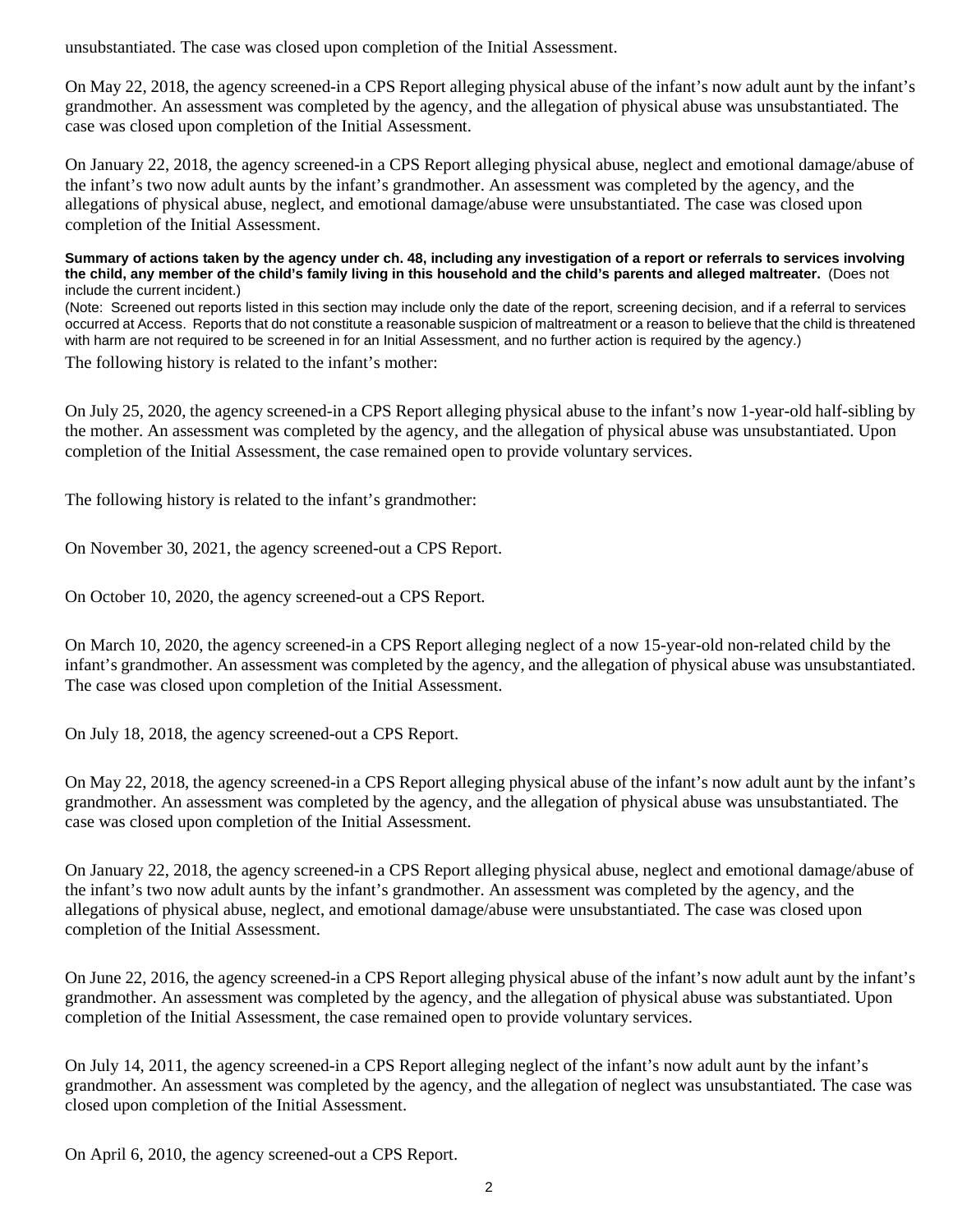unsubstantiated. The case was closed upon completion of the Initial Assessment.

On May 22, 2018, the agency screened-in a CPS Report alleging physical abuse of the infant's now adult aunt by the infant's grandmother. An assessment was completed by the agency, and the allegation of physical abuse was unsubstantiated. The case was closed upon completion of the Initial Assessment.

On January 22, 2018, the agency screened-in a CPS Report alleging physical abuse, neglect and emotional damage/abuse of the infant's two now adult aunts by the infant's grandmother. An assessment was completed by the agency, and the allegations of physical abuse, neglect, and emotional damage/abuse were unsubstantiated. The case was closed upon completion of the Initial Assessment.

**Summary of actions taken by the agency under ch. 48, including any investigation of a report or referrals to services involving the child, any member of the child's family living in this household and the child's parents and alleged maltreater.** (Does not include the current incident.)

(Note: Screened out reports listed in this section may include only the date of the report, screening decision, and if a referral to services occurred at Access. Reports that do not constitute a reasonable suspicion of maltreatment or a reason to believe that the child is threatened with harm are not required to be screened in for an Initial Assessment, and no further action is required by the agency.)

The following history is related to the infant's mother:

On July 25, 2020, the agency screened-in a CPS Report alleging physical abuse to the infant's now 1-year-old half-sibling by the mother. An assessment was completed by the agency, and the allegation of physical abuse was unsubstantiated. Upon completion of the Initial Assessment, the case remained open to provide voluntary services.

The following history is related to the infant's grandmother:

On November 30, 2021, the agency screened-out a CPS Report.

On October 10, 2020, the agency screened-out a CPS Report.

On March 10, 2020, the agency screened-in a CPS Report alleging neglect of a now 15-year-old non-related child by the infant's grandmother. An assessment was completed by the agency, and the allegation of physical abuse was unsubstantiated. The case was closed upon completion of the Initial Assessment.

On July 18, 2018, the agency screened-out a CPS Report.

On May 22, 2018, the agency screened-in a CPS Report alleging physical abuse of the infant's now adult aunt by the infant's grandmother. An assessment was completed by the agency, and the allegation of physical abuse was unsubstantiated. The case was closed upon completion of the Initial Assessment.

On January 22, 2018, the agency screened-in a CPS Report alleging physical abuse, neglect and emotional damage/abuse of the infant's two now adult aunts by the infant's grandmother. An assessment was completed by the agency, and the allegations of physical abuse, neglect, and emotional damage/abuse were unsubstantiated. The case was closed upon completion of the Initial Assessment.

On June 22, 2016, the agency screened-in a CPS Report alleging physical abuse of the infant's now adult aunt by the infant's grandmother. An assessment was completed by the agency, and the allegation of physical abuse was substantiated. Upon completion of the Initial Assessment, the case remained open to provide voluntary services.

On July 14, 2011, the agency screened-in a CPS Report alleging neglect of the infant's now adult aunt by the infant's grandmother. An assessment was completed by the agency, and the allegation of neglect was unsubstantiated. The case was closed upon completion of the Initial Assessment.

On April 6, 2010, the agency screened-out a CPS Report.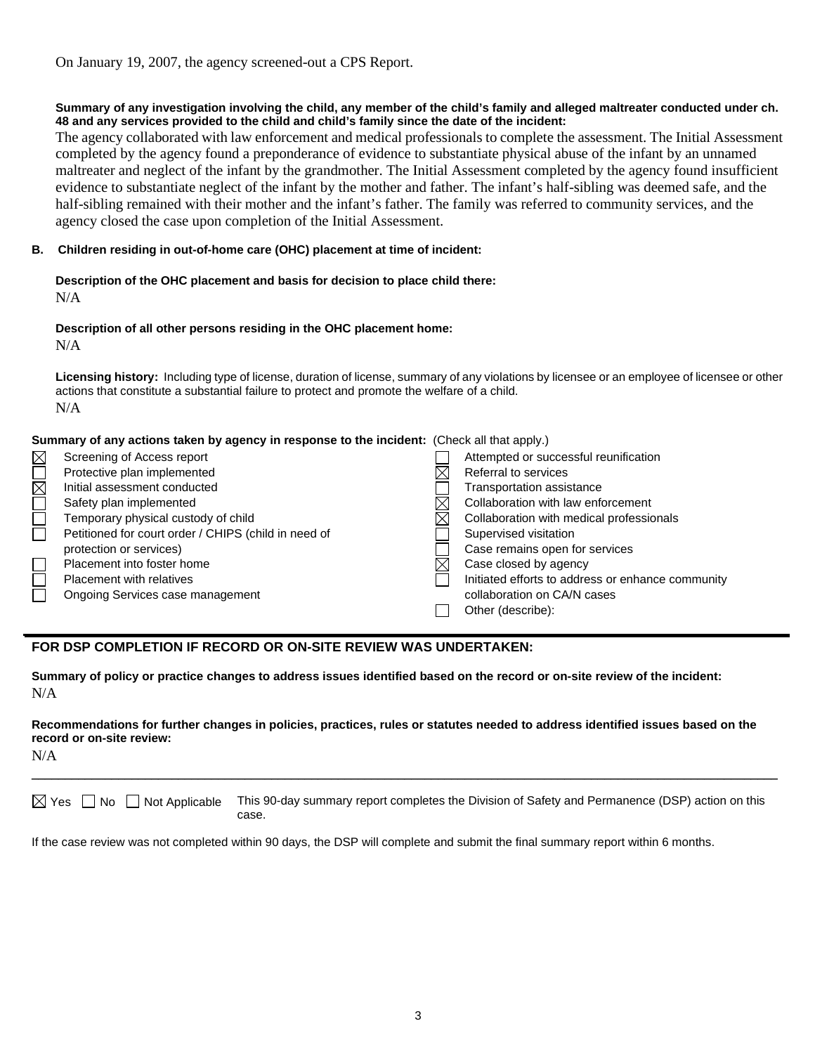On January 19, 2007, the agency screened-out a CPS Report.

**Summary of any investigation involving the child, any member of the child's family and alleged maltreater conducted under ch. 48 and any services provided to the child and child's family since the date of the incident:**

The agency collaborated with law enforcement and medical professionals to complete the assessment. The Initial Assessment completed by the agency found a preponderance of evidence to substantiate physical abuse of the infant by an unnamed maltreater and neglect of the infant by the grandmother. The Initial Assessment completed by the agency found insufficient evidence to substantiate neglect of the infant by the mother and father. The infant's half-sibling was deemed safe, and the half-sibling remained with their mother and the infant's father. The family was referred to community services, and the agency closed the case upon completion of the Initial Assessment.

### B. Children residing in out-of-home care (OHC) placement at time of incident:

**Description of the OHC placement and basis for decision to place child there:**

N/A

**Description of all other persons residing in the OHC placement home:**

N/A

**Licensing history:** Including type of license, duration of license, summary of any violations by licensee or an employee of licensee or other actions that constitute a substantial failure to protect and promote the welfare of a child.

N/A

**Summary of any actions taken by agency in response to the incident:** (Check all that apply.)

- ☒ Screening of Access report
- ☐ Protective plan implemented
- ☒ Initial assessment conducted
- ☐ Safety plan implemented
- ☐ Temporary physical custody of child
- ☐ Petitioned for court order / CHIPS (child in need of protection or services)
- ☐ Placement into foster home
- ☐ Placement with relatives
- ☐ Ongoing Services case management
- ☐ Attempted or successful reunification
- ☒ Referral to services
- ☐ Transportation assistance
- ☒ Collaboration with law enforcement
- ☒ Collaboration with medical professionals
- ☐ Supervised visitation
- ☐ Case remains open for services
- ☒ Case closed by agency
- ☐ Initiated efforts to address or enhance community collaboration on CA/N cases
- ☐ Other (describe):

## FOR DSP COMPLETION IF RECORD OR ON-SITE REVIEW WAS UNDERTAKEN:

**Summary of policy or practice changes to address issues identified based on the record or on-site review of the incident:**

N/A

**Recommendations for further changes in policies, practices, rules or statutes needed to address identified issues based on the record or on-site review:**

N/A

---

☒ Yes ☐ No ☐ Not Applicable This 90-day summary report completes the Division of Safety and Permanence (DSP) action on this case.

If the case review was not completed within 90 days, the DSP will complete and submit the final summary report within 6 months.